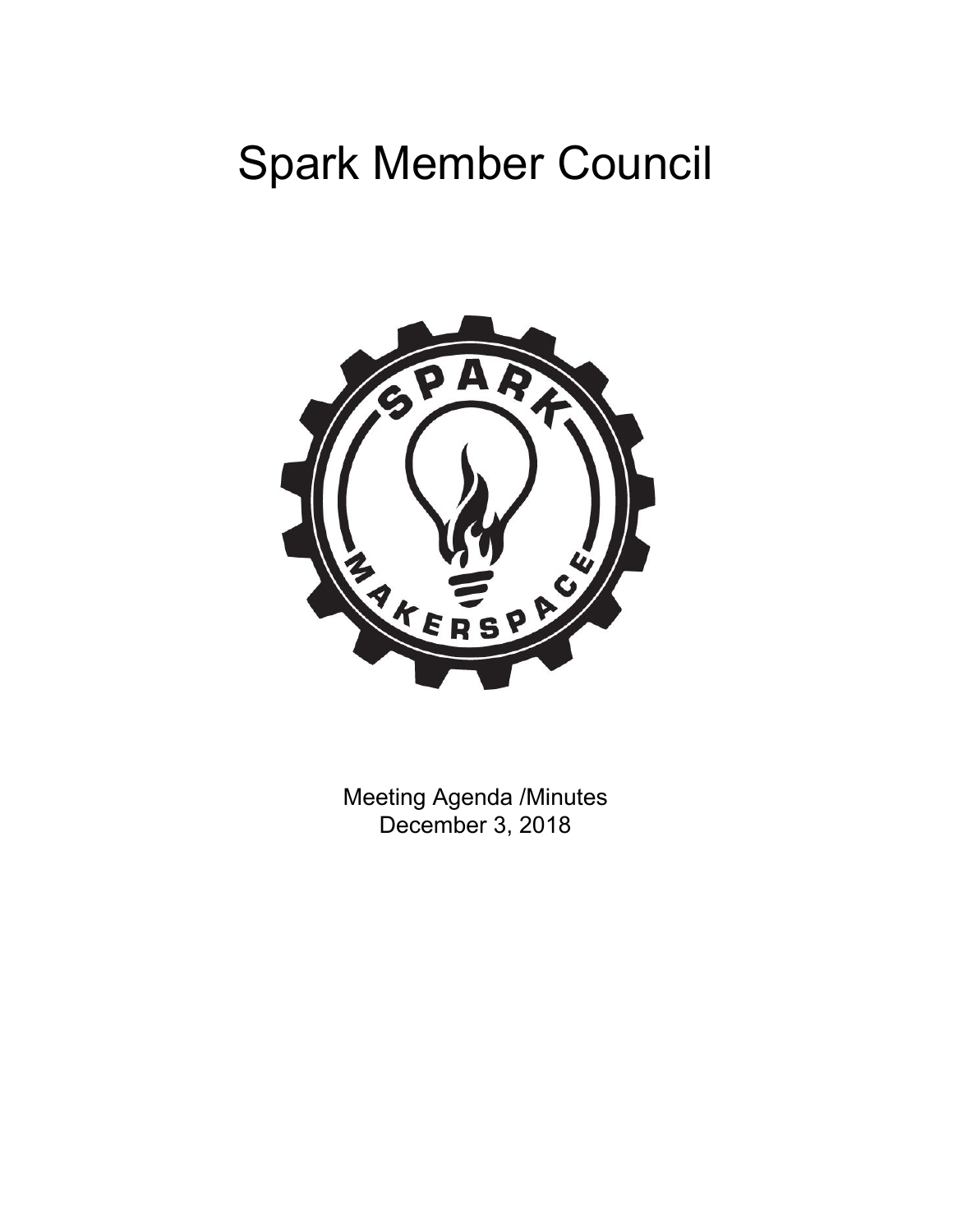# Spark Member Council

Meeting Agenda /Minutes
December 3, 2018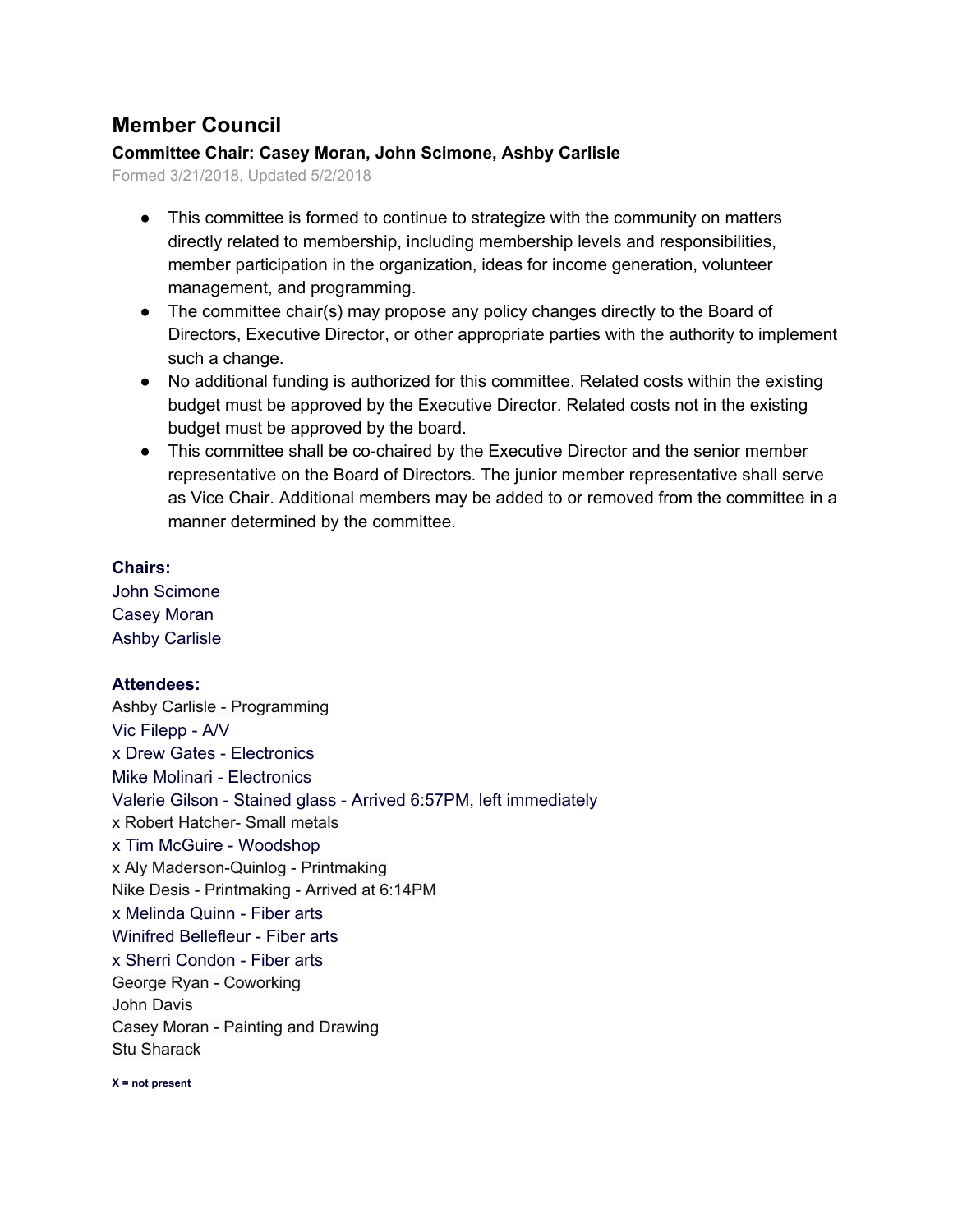# Member Council

**Committee Chair: Casey Moran, John Scimone, Ashby Carlisle**

Formed 3/21/2018, Updated 5/2/2018

- This committee is formed to continue to strategize with the community on matters directly related to membership, including membership levels and responsibilities, member participation in the organization, ideas for income generation, volunteer management, and programming.
- The committee chair(s) may propose any policy changes directly to the Board of Directors, Executive Director, or other appropriate parties with the authority to implement such a change.
- No additional funding is authorized for this committee. Related costs within the existing budget must be approved by the Executive Director. Related costs not in the existing budget must be approved by the board.
- This committee shall be co-chaired by the Executive Director and the senior member representative on the Board of Directors. The junior member representative shall serve as Vice Chair. Additional members may be added to or removed from the committee in a manner determined by the committee.

**Chairs:**

John Scimone
Casey Moran
Ashby Carlisle

**Attendees:**

Ashby Carlisle - Programming
Vic Filepp - A/V
x Drew Gates - Electronics
Mike Molinari - Electronics
Valerie Gilson - Stained glass - Arrived 6:57PM, left immediately
x Robert Hatcher- Small metals
x Tim McGuire - Woodshop
x Aly Maderson-Quinlog - Printmaking
Nike Desis - Printmaking - Arrived at 6:14PM
x Melinda Quinn - Fiber arts
Winifred Bellefleur - Fiber arts
x Sherri Condon - Fiber arts
George Ryan - Coworking
John Davis
Casey Moran - Painting and Drawing
Stu Sharack

**X = not present**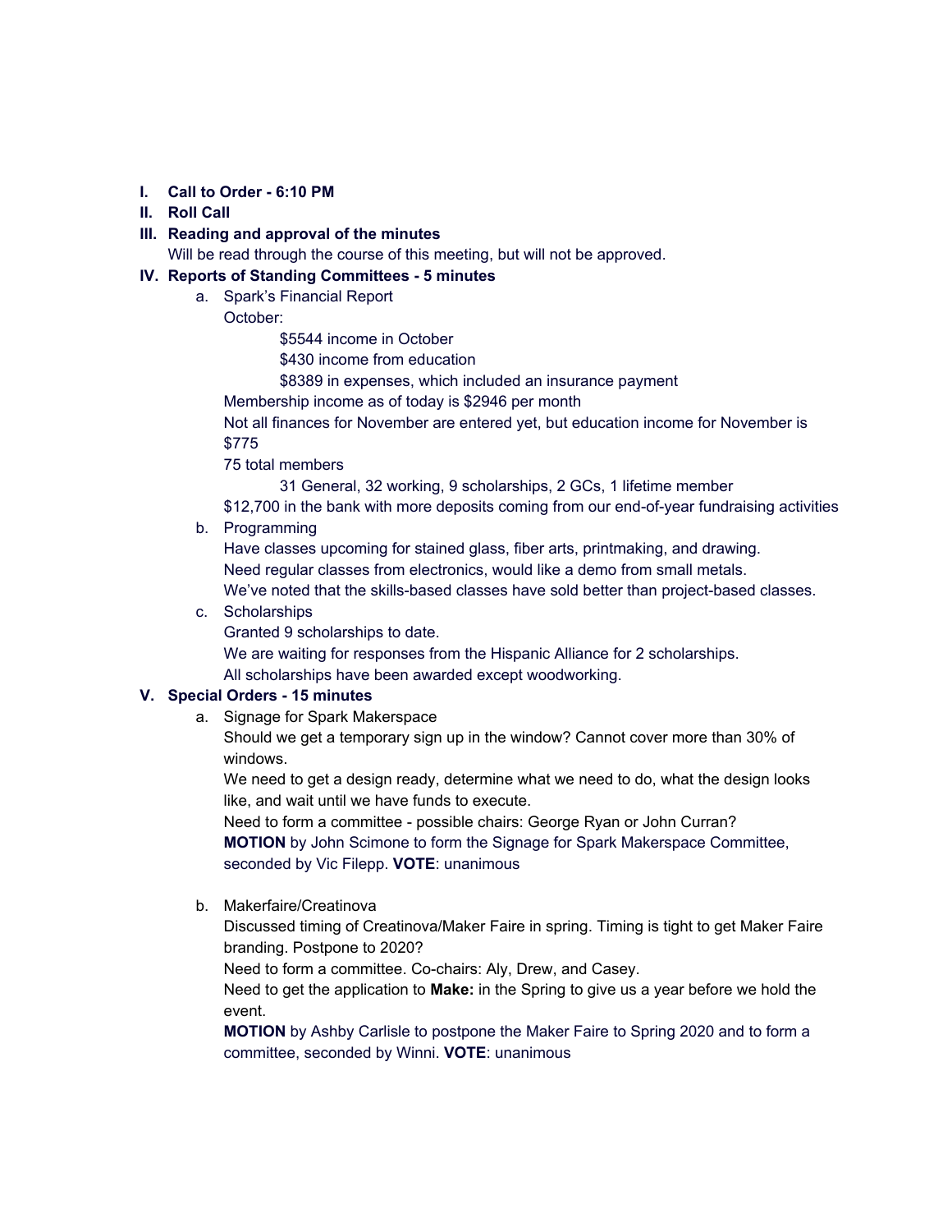I. **Call to Order - 6:10 PM**

II. **Roll Call**

III. **Reading and approval of the minutes**
Will be read through the course of this meeting, but will not be approved.

IV. **Reports of Standing Committees - 5 minutes**

a. Spark's Financial Report
October:
$5544 income in October
$430 income from education
$8389 in expenses, which included an insurance payment
Membership income as of today is $2946 per month
Not all finances for November are entered yet, but education income for November is $775
75 total members
31 General, 32 working, 9 scholarships, 2 GCs, 1 lifetime member
$12,700 in the bank with more deposits coming from our end-of-year fundraising activities

b. Programming
Have classes upcoming for stained glass, fiber arts, printmaking, and drawing.
Need regular classes from electronics, would like a demo from small metals.
We've noted that the skills-based classes have sold better than project-based classes.

c. Scholarships
Granted 9 scholarships to date.
We are waiting for responses from the Hispanic Alliance for 2 scholarships.
All scholarships have been awarded except woodworking.

V. **Special Orders - 15 minutes**

a. Signage for Spark Makerspace
Should we get a temporary sign up in the window? Cannot cover more than 30% of windows.
We need to get a design ready, determine what we need to do, what the design looks like, and wait until we have funds to execute.
Need to form a committee - possible chairs: George Ryan or John Curran?
**MOTION** by John Scimone to form the Signage for Spark Makerspace Committee, seconded by Vic Filepp. **VOTE**: unanimous

b. Makerfaire/Creatinova
Discussed timing of Creatinova/Maker Faire in spring. Timing is tight to get Maker Faire branding. Postpone to 2020?
Need to form a committee. Co-chairs: Aly, Drew, and Casey.
Need to get the application to **Make:** in the Spring to give us a year before we hold the event.
**MOTION** by Ashby Carlisle to postpone the Maker Faire to Spring 2020 and to form a committee, seconded by Winni. **VOTE**: unanimous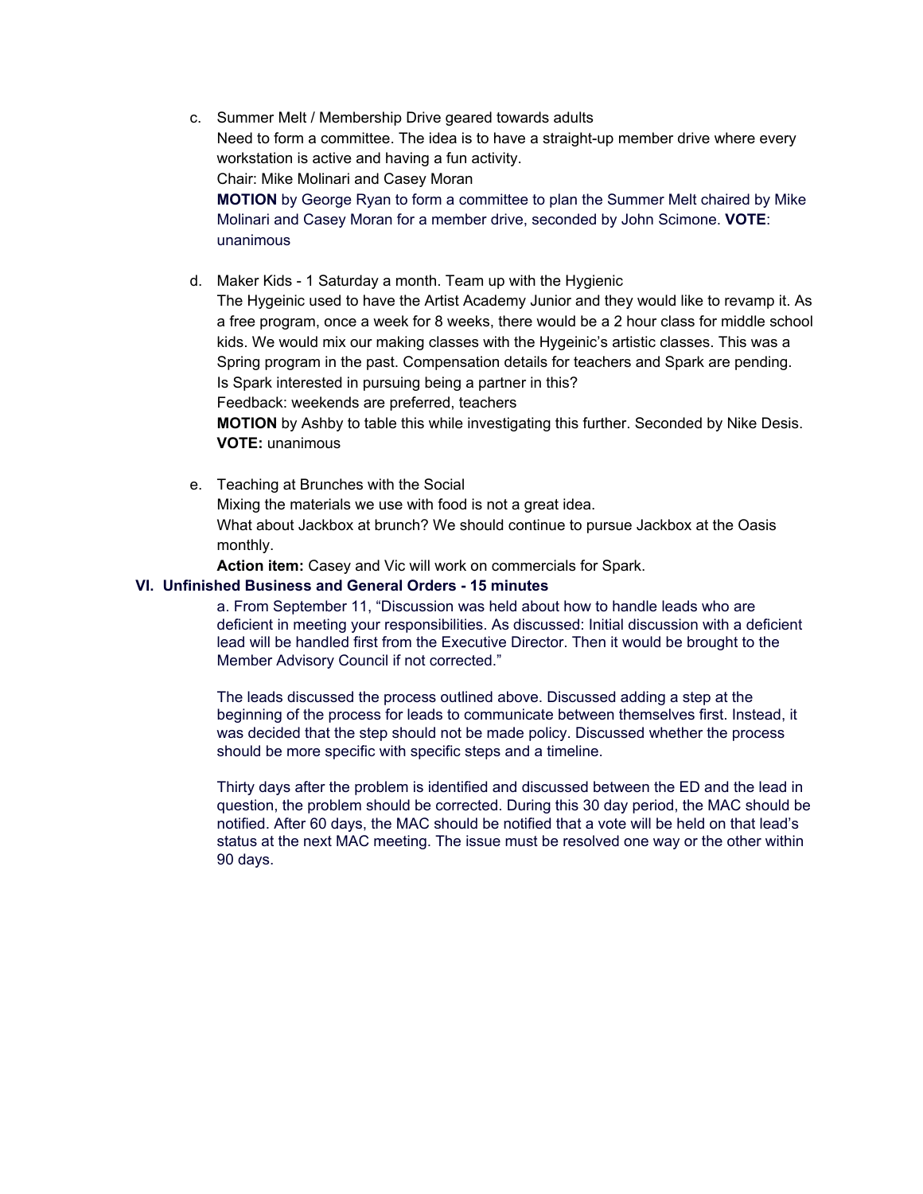c. Summer Melt / Membership Drive geared towards adults
   Need to form a committee. The idea is to have a straight-up member drive where every workstation is active and having a fun activity.
   Chair: Mike Molinari and Casey Moran
   **MOTION** by George Ryan to form a committee to plan the Summer Melt chaired by Mike Molinari and Casey Moran for a member drive, seconded by John Scimone. **VOTE**: unanimous

d. Maker Kids - 1 Saturday a month. Team up with the Hygienic
   The Hygeinic used to have the Artist Academy Junior and they would like to revamp it. As a free program, once a week for 8 weeks, there would be a 2 hour class for middle school kids. We would mix our making classes with the Hygeinic's artistic classes. This was a Spring program in the past. Compensation details for teachers and Spark are pending.
   Is Spark interested in pursuing being a partner in this?
   Feedback: weekends are preferred, teachers
   **MOTION** by Ashby to table this while investigating this further. Seconded by Nike Desis. **VOTE:** unanimous

e. Teaching at Brunches with the Social
   Mixing the materials we use with food is not a great idea.
   What about Jackbox at brunch? We should continue to pursue Jackbox at the Oasis monthly.
   **Action item:** Casey and Vic will work on commercials for Spark.

## VI. Unfinished Business and General Orders - 15 minutes

a. From September 11, "Discussion was held about how to handle leads who are deficient in meeting your responsibilities. As discussed: Initial discussion with a deficient lead will be handled first from the Executive Director. Then it would be brought to the Member Advisory Council if not corrected."

The leads discussed the process outlined above. Discussed adding a step at the beginning of the process for leads to communicate between themselves first. Instead, it was decided that the step should not be made policy. Discussed whether the process should be more specific with specific steps and a timeline.

Thirty days after the problem is identified and discussed between the ED and the lead in question, the problem should be corrected. During this 30 day period, the MAC should be notified. After 60 days, the MAC should be notified that a vote will be held on that lead's status at the next MAC meeting. The issue must be resolved one way or the other within 90 days.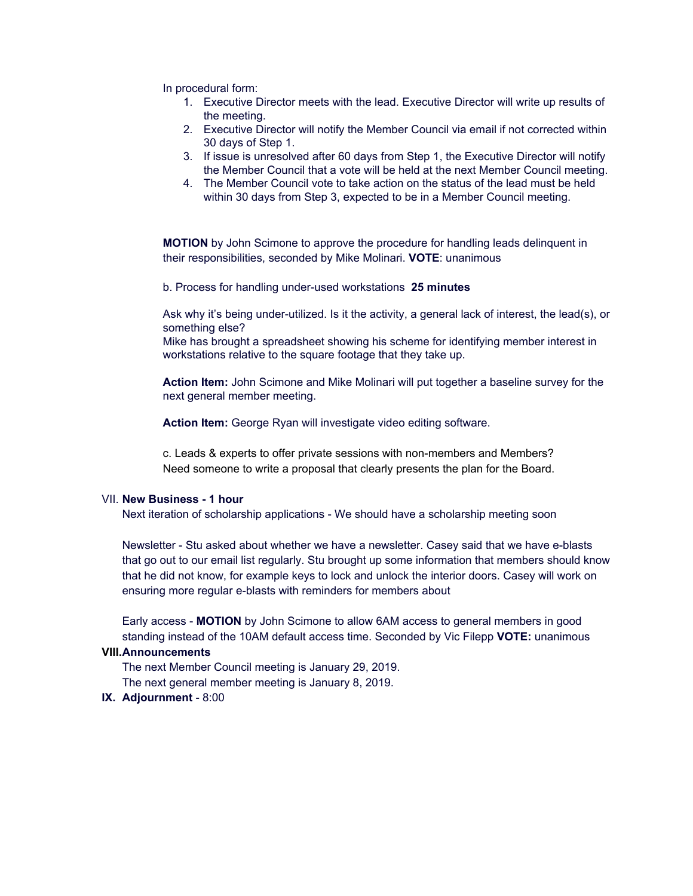In procedural form:

1. Executive Director meets with the lead. Executive Director will write up results of the meeting.
2. Executive Director will notify the Member Council via email if not corrected within 30 days of Step 1.
3. If issue is unresolved after 60 days from Step 1, the Executive Director will notify the Member Council that a vote will be held at the next Member Council meeting.
4. The Member Council vote to take action on the status of the lead must be held within 30 days from Step 3, expected to be in a Member Council meeting.

**MOTION** by John Scimone to approve the procedure for handling leads delinquent in their responsibilities, seconded by Mike Molinari. **VOTE**: unanimous

b. Process for handling under-used workstations **25 minutes**

Ask why it's being under-utilized. Is it the activity, a general lack of interest, the lead(s), or something else?
Mike has brought a spreadsheet showing his scheme for identifying member interest in workstations relative to the square footage that they take up.

**Action Item:** John Scimone and Mike Molinari will put together a baseline survey for the next general member meeting.

**Action Item:** George Ryan will investigate video editing software.

c. Leads & experts to offer private sessions with non-members and Members?
Need someone to write a proposal that clearly presents the plan for the Board.

VII. **New Business - 1 hour**

Next iteration of scholarship applications - We should have a scholarship meeting soon

Newsletter - Stu asked about whether we have a newsletter. Casey said that we have e-blasts that go out to our email list regularly. Stu brought up some information that members should know that he did not know, for example keys to lock and unlock the interior doors. Casey will work on ensuring more regular e-blasts with reminders for members about

Early access - **MOTION** by John Scimone to allow 6AM access to general members in good standing instead of the 10AM default access time. Seconded by Vic Filepp **VOTE:** unanimous

**VIII. Announcements**

The next Member Council meeting is January 29, 2019.
The next general member meeting is January 8, 2019.

**IX. Adjournment** - 8:00